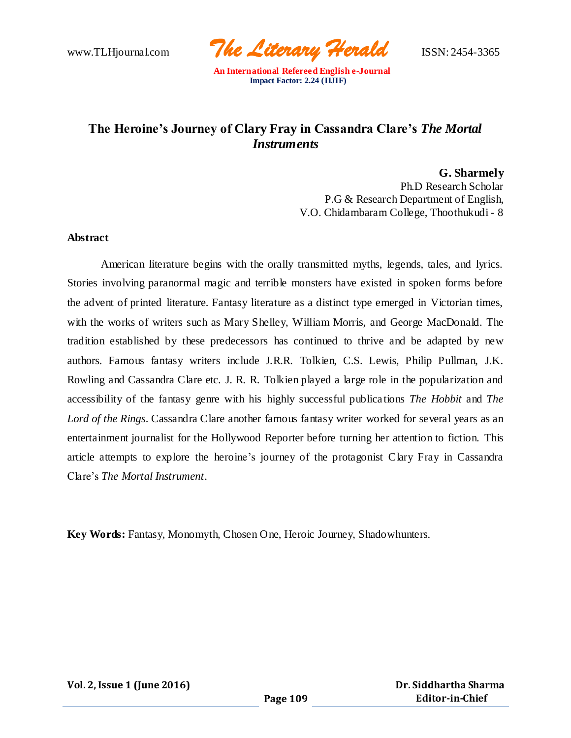# The Heroine's Journey of Clary Fray in Cassandra Clare's *The Mortal Instruments*

**G. Sharmely**
Ph.D Research Scholar
P.G & Research Department of English,
V.O. Chidambaram College, Thoothukudi - 8

## Abstract

American literature begins with the orally transmitted myths, legends, tales, and lyrics. Stories involving paranormal magic and terrible monsters have existed in spoken forms before the advent of printed literature. Fantasy literature as a distinct type emerged in Victorian times, with the works of writers such as Mary Shelley, William Morris, and George MacDonald. The tradition established by these predecessors has continued to thrive and be adapted by new authors. Famous fantasy writers include J.R.R. Tolkien, C.S. Lewis, Philip Pullman, J.K. Rowling and Cassandra Clare etc. J. R. R. Tolkien played a large role in the popularization and accessibility of the fantasy genre with his highly successful publications *The Hobbit* and *The Lord of the Rings*. Cassandra Clare another famous fantasy writer worked for several years as an entertainment journalist for the Hollywood Reporter before turning her attention to fiction. This article attempts to explore the heroine's journey of the protagonist Clary Fray in Cassandra Clare's *The Mortal Instrument*.

**Key Words:** Fantasy, Monomyth, Chosen One, Heroic Journey, Shadowhunters.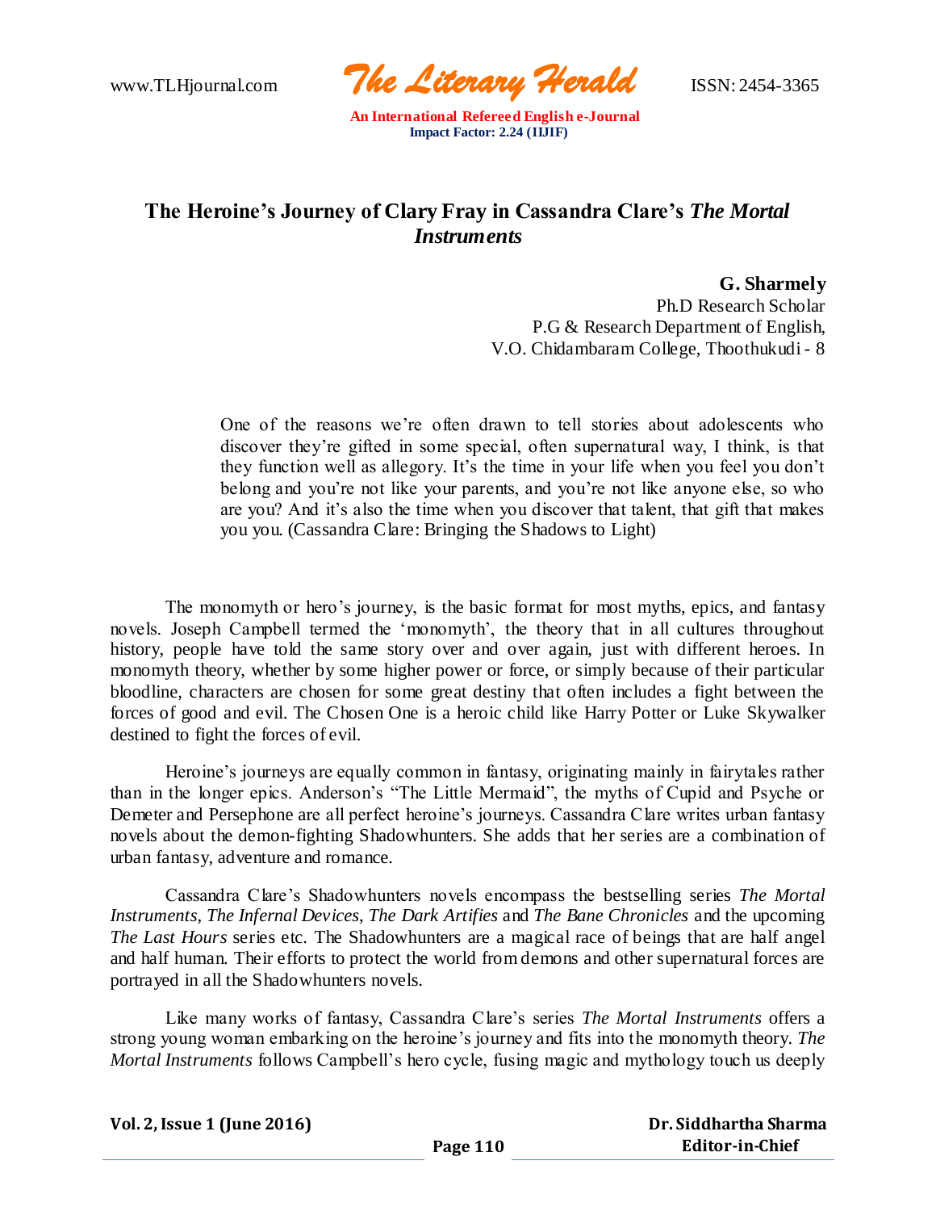# The Heroine's Journey of Clary Fray in Cassandra Clare's *The Mortal Instruments*

**G. Sharmely**
Ph.D Research Scholar
P.G & Research Department of English,
V.O. Chidambaram College, Thoothukudi - 8

> One of the reasons we're often drawn to tell stories about adolescents who discover they're gifted in some special, often supernatural way, I think, is that they function well as allegory. It's the time in your life when you feel you don't belong and you're not like your parents, and you're not like anyone else, so who are you? And it's also the time when you discover that talent, that gift that makes you you. (Cassandra Clare: Bringing the Shadows to Light)

The monomyth or hero's journey, is the basic format for most myths, epics, and fantasy novels. Joseph Campbell termed the 'monomyth', the theory that in all cultures throughout history, people have told the same story over and over again, just with different heroes. In monomyth theory, whether by some higher power or force, or simply because of their particular bloodline, characters are chosen for some great destiny that often includes a fight between the forces of good and evil. The Chosen One is a heroic child like Harry Potter or Luke Skywalker destined to fight the forces of evil.

Heroine's journeys are equally common in fantasy, originating mainly in fairytales rather than in the longer epics. Anderson's "The Little Mermaid", the myths of Cupid and Psyche or Demeter and Persephone are all perfect heroine's journeys. Cassandra Clare writes urban fantasy novels about the demon-fighting Shadowhunters. She adds that her series are a combination of urban fantasy, adventure and romance.

Cassandra Clare's Shadowhunters novels encompass the bestselling series *The Mortal Instruments*, *The Infernal Devices*, *The Dark Artifices* and *The Bane Chronicles* and the upcoming *The Last Hours* series etc. The Shadowhunters are a magical race of beings that are half angel and half human. Their efforts to protect the world from demons and other supernatural forces are portrayed in all the Shadowhunters novels.

Like many works of fantasy, Cassandra Clare's series *The Mortal Instruments* offers a strong young woman embarking on the heroine's journey and fits into the monomyth theory. *The Mortal Instruments* follows Campbell's hero cycle, fusing magic and mythology touch us deeply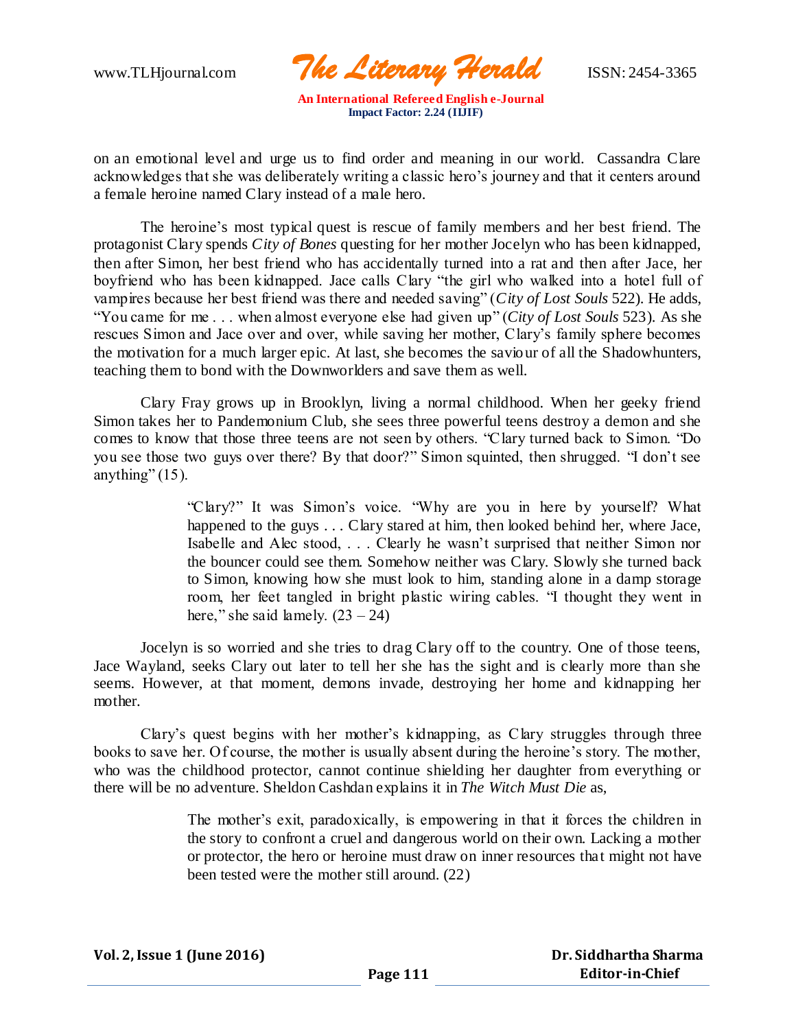on an emotional level and urge us to find order and meaning in our world. Cassandra Clare acknowledges that she was deliberately writing a classic hero's journey and that it centers around a female heroine named Clary instead of a male hero.

The heroine's most typical quest is rescue of family members and her best friend. The protagonist Clary spends *City of Bones* questing for her mother Jocelyn who has been kidnapped, then after Simon, her best friend who has accidentally turned into a rat and then after Jace, her boyfriend who has been kidnapped. Jace calls Clary "the girl who walked into a hotel full of vampires because her best friend was there and needed saving" (*City of Lost Souls* 522). He adds, "You came for me . . . when almost everyone else had given up" (*City of Lost Souls* 523). As she rescues Simon and Jace over and over, while saving her mother, Clary's family sphere becomes the motivation for a much larger epic. At last, she becomes the saviour of all the Shadowhunters, teaching them to bond with the Downworlders and save them as well.

Clary Fray grows up in Brooklyn, living a normal childhood. When her geeky friend Simon takes her to Pandemonium Club, she sees three powerful teens destroy a demon and she comes to know that those three teens are not seen by others. "Clary turned back to Simon. "Do you see those two guys over there? By that door?" Simon squinted, then shrugged. "I don't see anything" (15).

> "Clary?" It was Simon's voice. "Why are you in here by yourself? What happened to the guys . . . Clary stared at him, then looked behind her, where Jace, Isabelle and Alec stood, . . . Clearly he wasn't surprised that neither Simon nor the bouncer could see them. Somehow neither was Clary. Slowly she turned back to Simon, knowing how she must look to him, standing alone in a damp storage room, her feet tangled in bright plastic wiring cables. "I thought they went in here," she said lamely. (23 – 24)

Jocelyn is so worried and she tries to drag Clary off to the country. One of those teens, Jace Wayland, seeks Clary out later to tell her she has the sight and is clearly more than she seems. However, at that moment, demons invade, destroying her home and kidnapping her mother.

Clary's quest begins with her mother's kidnapping, as Clary struggles through three books to save her. Of course, the mother is usually absent during the heroine's story. The mother, who was the childhood protector, cannot continue shielding her daughter from everything or there will be no adventure. Sheldon Cashdan explains it in *The Witch Must Die* as,

> The mother's exit, paradoxically, is empowering in that it forces the children in the story to confront a cruel and dangerous world on their own. Lacking a mother or protector, the hero or heroine must draw on inner resources that might not have been tested were the mother still around. (22)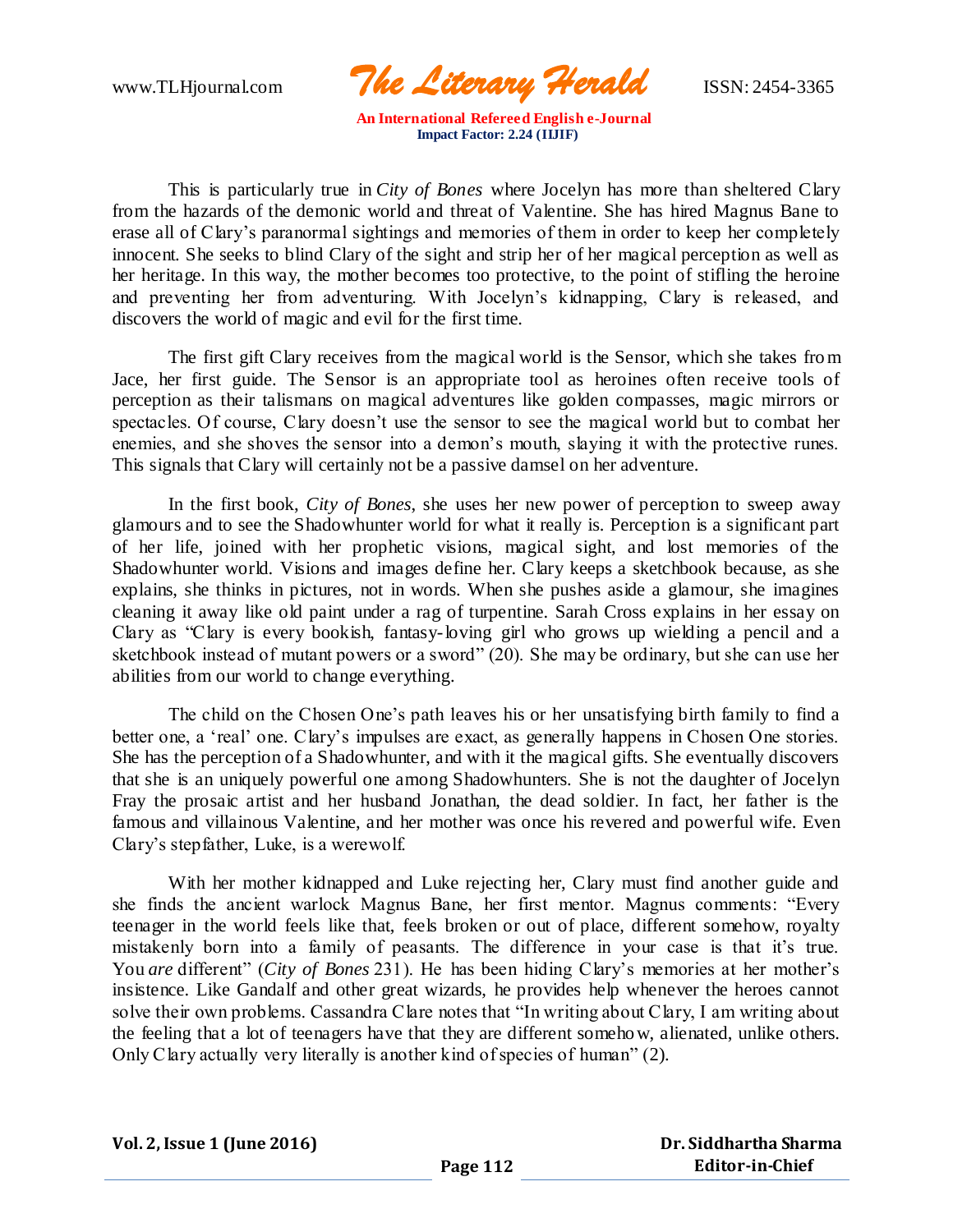This is particularly true in *City of Bones* where Jocelyn has more than sheltered Clary from the hazards of the demonic world and threat of Valentine. She has hired Magnus Bane to erase all of Clary's paranormal sightings and memories of them in order to keep her completely innocent. She seeks to blind Clary of the sight and strip her of her magical perception as well as her heritage. In this way, the mother becomes too protective, to the point of stifling the heroine and preventing her from adventuring. With Jocelyn's kidnapping, Clary is released, and discovers the world of magic and evil for the first time.

The first gift Clary receives from the magical world is the Sensor, which she takes from Jace, her first guide. The Sensor is an appropriate tool as heroines often receive tools of perception as their talismans on magical adventures like golden compasses, magic mirrors or spectacles. Of course, Clary doesn't use the sensor to see the magical world but to combat her enemies, and she shoves the sensor into a demon's mouth, slaying it with the protective runes. This signals that Clary will certainly not be a passive damsel on her adventure.

In the first book, *City of Bones*, she uses her new power of perception to sweep away glamours and to see the Shadowhunter world for what it really is. Perception is a significant part of her life, joined with her prophetic visions, magical sight, and lost memories of the Shadowhunter world. Visions and images define her. Clary keeps a sketchbook because, as she explains, she thinks in pictures, not in words. When she pushes aside a glamour, she imagines cleaning it away like old paint under a rag of turpentine. Sarah Cross explains in her essay on Clary as "Clary is every bookish, fantasy-loving girl who grows up wielding a pencil and a sketchbook instead of mutant powers or a sword" (20). She may be ordinary, but she can use her abilities from our world to change everything.

The child on the Chosen One's path leaves his or her unsatisfying birth family to find a better one, a 'real' one. Clary's impulses are exact, as generally happens in Chosen One stories. She has the perception of a Shadowhunter, and with it the magical gifts. She eventually discovers that she is an uniquely powerful one among Shadowhunters. She is not the daughter of Jocelyn Fray the prosaic artist and her husband Jonathan, the dead soldier. In fact, her father is the famous and villainous Valentine, and her mother was once his revered and powerful wife. Even Clary's stepfather, Luke, is a werewolf.

With her mother kidnapped and Luke rejecting her, Clary must find another guide and she finds the ancient warlock Magnus Bane, her first mentor. Magnus comments: "Every teenager in the world feels like that, feels broken or out of place, different somehow, royalty mistakenly born into a family of peasants. The difference in your case is that it's true. You *are* different" (*City of Bones* 231). He has been hiding Clary's memories at her mother's insistence. Like Gandalf and other great wizards, he provides help whenever the heroes cannot solve their own problems. Cassandra Clare notes that "In writing about Clary, I am writing about the feeling that a lot of teenagers have that they are different somehow, alienated, unlike others. Only Clary actually very literally is another kind of species of human" (2).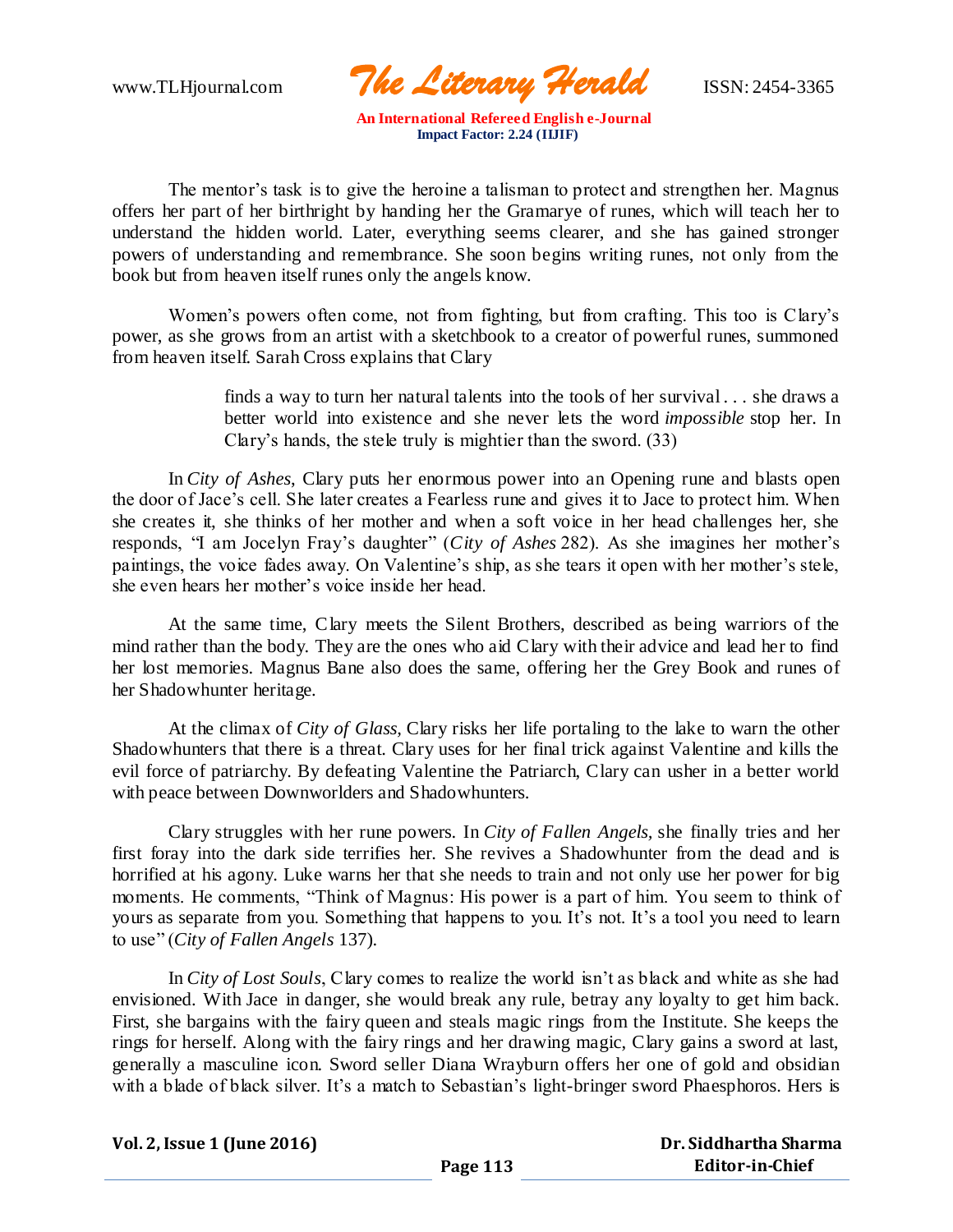The mentor's task is to give the heroine a talisman to protect and strengthen her. Magnus offers her part of her birthright by handing her the Gramarye of runes, which will teach her to understand the hidden world. Later, everything seems clearer, and she has gained stronger powers of understanding and remembrance. She soon begins writing runes, not only from the book but from heaven itself runes only the angels know.

Women's powers often come, not from fighting, but from crafting. This too is Clary's power, as she grows from an artist with a sketchbook to a creator of powerful runes, summoned from heaven itself. Sarah Cross explains that Clary

> finds a way to turn her natural talents into the tools of her survival . . . she draws a better world into existence and she never lets the word *impossible* stop her. In Clary's hands, the stele truly is mightier than the sword. (33)

In *City of Ashes,* Clary puts her enormous power into an Opening rune and blasts open the door of Jace's cell. She later creates a Fearless rune and gives it to Jace to protect him. When she creates it, she thinks of her mother and when a soft voice in her head challenges her, she responds, "I am Jocelyn Fray's daughter" (*City of Ashes* 282). As she imagines her mother's paintings, the voice fades away. On Valentine's ship, as she tears it open with her mother's stele, she even hears her mother's voice inside her head.

At the same time, Clary meets the Silent Brothers, described as being warriors of the mind rather than the body. They are the ones who aid Clary with their advice and lead her to find her lost memories. Magnus Bane also does the same, offering her the Grey Book and runes of her Shadowhunter heritage.

At the climax of *City of Glass,* Clary risks her life portaling to the lake to warn the other Shadowhunters that there is a threat. Clary uses for her final trick against Valentine and kills the evil force of patriarchy. By defeating Valentine the Patriarch, Clary can usher in a better world with peace between Downworlders and Shadowhunters.

Clary struggles with her rune powers. In *City of Fallen Angels,* she finally tries and her first foray into the dark side terrifies her. She revives a Shadowhunter from the dead and is horrified at his agony. Luke warns her that she needs to train and not only use her power for big moments. He comments, "Think of Magnus: His power is a part of him. You seem to think of yours as separate from you. Something that happens to you. It's not. It's a tool you need to learn to use" (*City of Fallen Angels* 137).

In *City of Lost Souls*, Clary comes to realize the world isn't as black and white as she had envisioned. With Jace in danger, she would break any rule, betray any loyalty to get him back. First, she bargains with the fairy queen and steals magic rings from the Institute. She keeps the rings for herself. Along with the fairy rings and her drawing magic, Clary gains a sword at last, generally a masculine icon. Sword seller Diana Wrayburn offers her one of gold and obsidian with a blade of black silver. It's a match to Sebastian's light-bringer sword Phaesphoros. Hers is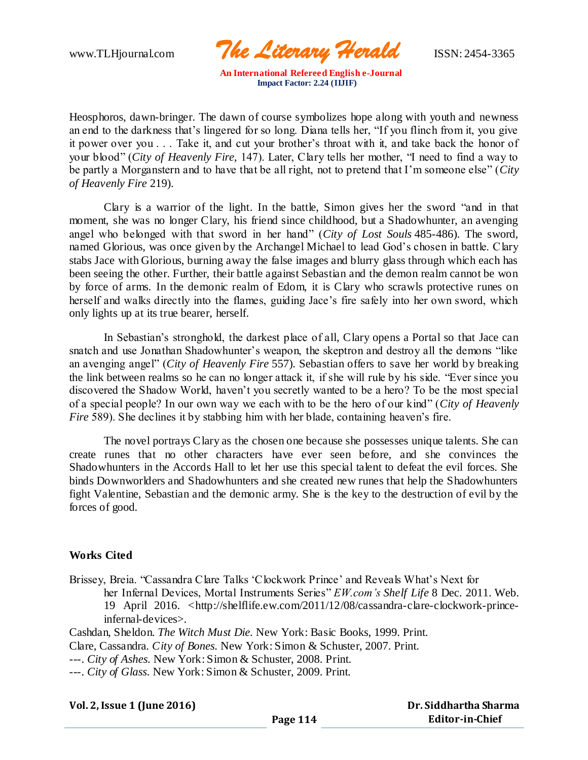Heosphoros, dawn-bringer. The dawn of course symbolizes hope along with youth and newness an end to the darkness that's lingered for so long. Diana tells her, "If you flinch from it, you give it power over you . . . Take it, and cut your brother's throat with it, and take back the honor of your blood" (*City of Heavenly Fire,* 147). Later, Clary tells her mother, "I need to find a way to be partly a Morganstern and to have that be all right, not to pretend that I'm someone else" (*City of Heavenly Fire* 219).

Clary is a warrior of the light. In the battle, Simon gives her the sword "and in that moment, she was no longer Clary, his friend since childhood, but a Shadowhunter, an avenging angel who belonged with that sword in her hand" (*City of Lost Souls* 485-486). The sword, named Glorious, was once given by the Archangel Michael to lead God's chosen in battle. Clary stabs Jace with Glorious, burning away the false images and blurry glass through which each has been seeing the other. Further, their battle against Sebastian and the demon realm cannot be won by force of arms. In the demonic realm of Edom, it is Clary who scrawls protective runes on herself and walks directly into the flames, guiding Jace's fire safely into her own sword, which only lights up at its true bearer, herself.

In Sebastian's stronghold, the darkest place of all, Clary opens a Portal so that Jace can snatch and use Jonathan Shadowhunter's weapon, the skeptron and destroy all the demons "like an avenging angel" (*City of Heavenly Fire* 557). Sebastian offers to save her world by breaking the link between realms so he can no longer attack it, if she will rule by his side. "Ever since you discovered the Shadow World, haven't you secretly wanted to be a hero? To be the most special of a special people? In our own way we each with to be the hero of our kind" (*City of Heavenly Fire* 589). She declines it by stabbing him with her blade, containing heaven's fire.

The novel portrays Clary as the chosen one because she possesses unique talents. She can create runes that no other characters have ever seen before, and she convinces the Shadowhunters in the Accords Hall to let her use this special talent to defeat the evil forces. She binds Downworlders and Shadowhunters and she created new runes that help the Shadowhunters fight Valentine, Sebastian and the demonic army. She is the key to the destruction of evil by the forces of good.

**Works Cited**

Brissey, Breia. "Cassandra Clare Talks 'Clockwork Prince' and Reveals What's Next for her Infernal Devices, Mortal Instruments Series" *EW.com's Shelf Life* 8 Dec. 2011. Web. 19 April 2016. <http://shelflife.ew.com/2011/12/08/cassandra-clare-clockwork-prince-infernal-devices>.

Cashdan, Sheldon. *The Witch Must Die.* New York: Basic Books, 1999. Print.

Clare, Cassandra. *City of Bones.* New York: Simon & Schuster, 2007. Print.

---. *City of Ashes.* New York: Simon & Schuster, 2008. Print.

---. *City of Glass.* New York: Simon & Schuster, 2009. Print.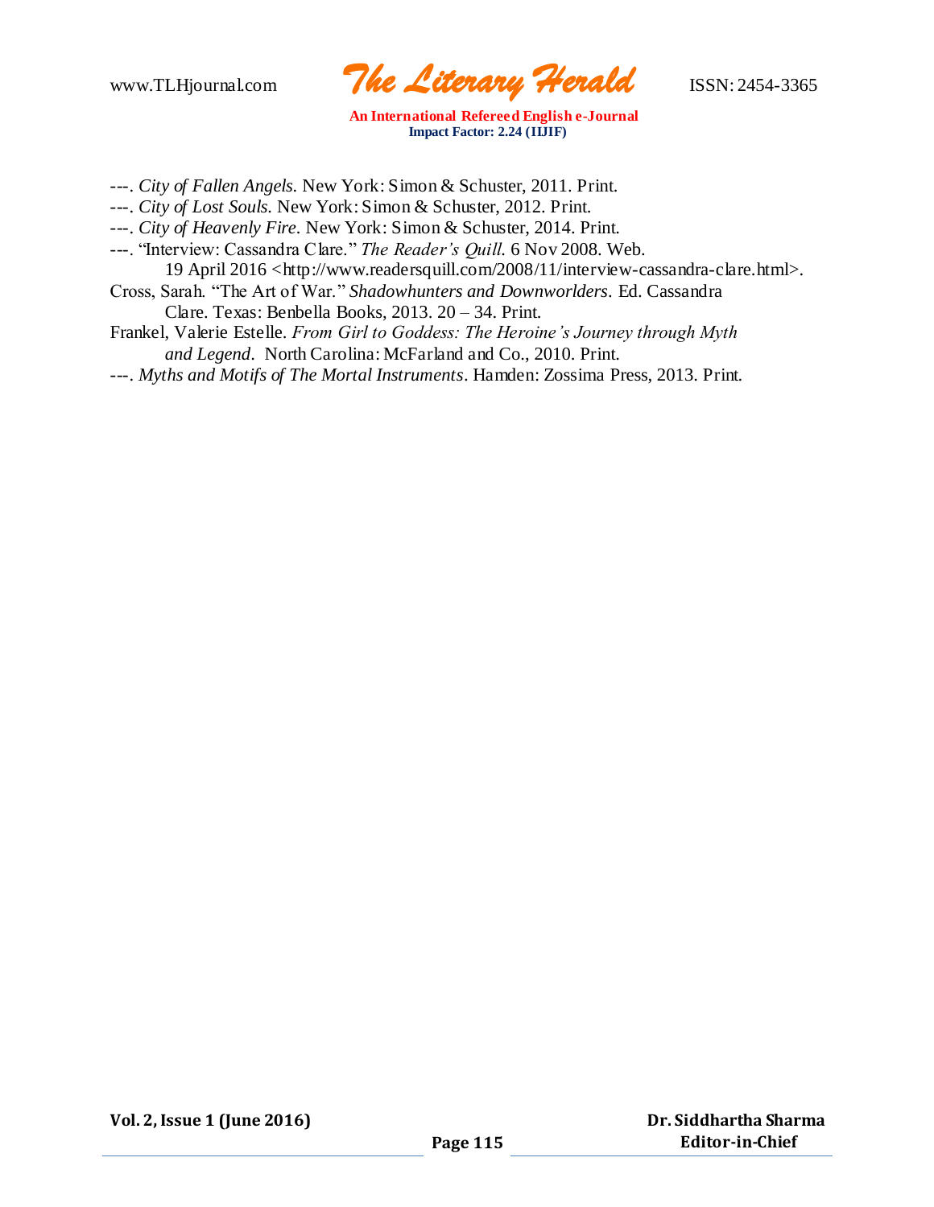---. *City of Fallen Angels.* New York: Simon & Schuster, 2011. Print.

---. *City of Lost Souls.* New York: Simon & Schuster, 2012. Print.

---. *City of Heavenly Fire.* New York: Simon & Schuster, 2014. Print.

---. "Interview: Cassandra Clare." *The Reader's Quill.* 6 Nov 2008. Web. 19 April 2016 <http://www.readersquill.com/2008/11/interview-cassandra-clare.html>.

Cross, Sarah. "The Art of War." *Shadowhunters and Downworlders*. Ed. Cassandra Clare. Texas: Benbella Books, 2013. 20 – 34. Print.

Frankel, Valerie Estelle. *From Girl to Goddess: The Heroine's Journey through Myth and Legend*. North Carolina: McFarland and Co., 2010. Print.

---. *Myths and Motifs of The Mortal Instruments*. Hamden: Zossima Press, 2013. Print.